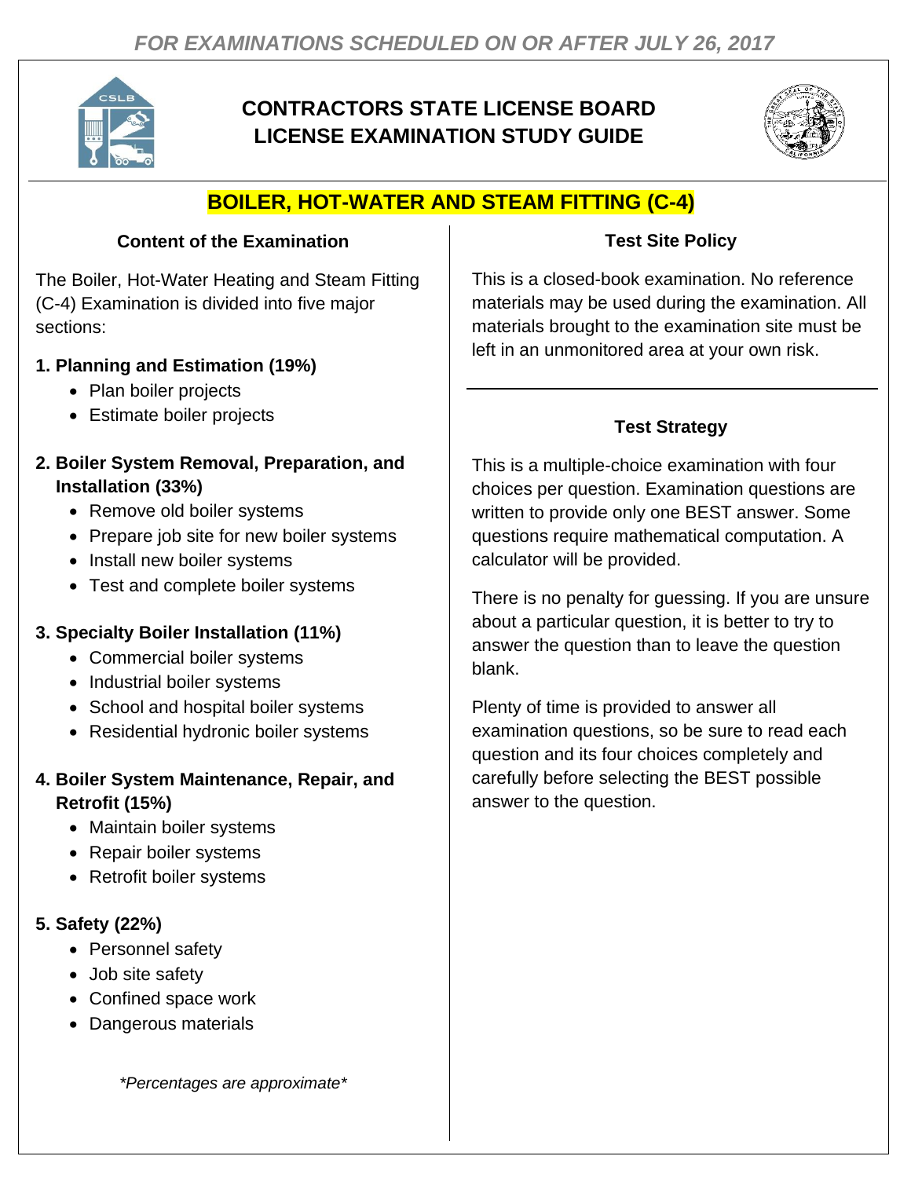*FOR EXAMINATIONS SCHEDULED ON OR AFTER JULY 26, 2017*

# CONTRACTORS STATE LICENSE BOARD
# LICENSE EXAMINATION STUDY GUIDE

## BOILER, HOT-WATER AND STEAM FITTING (C-4)

### Content of the Examination

The Boiler, Hot-Water Heating and Steam Fitting (C-4) Examination is divided into five major sections:

**1. Planning and Estimation (19%)**
- Plan boiler projects
- Estimate boiler projects

**2. Boiler System Removal, Preparation, and Installation (33%)**
- Remove old boiler systems
- Prepare job site for new boiler systems
- Install new boiler systems
- Test and complete boiler systems

**3. Specialty Boiler Installation (11%)**
- Commercial boiler systems
- Industrial boiler systems
- School and hospital boiler systems
- Residential hydronic boiler systems

**4. Boiler System Maintenance, Repair, and Retrofit (15%)**
- Maintain boiler systems
- Repair boiler systems
- Retrofit boiler systems

**5. Safety (22%)**
- Personnel safety
- Job site safety
- Confined space work
- Dangerous materials

*\*Percentages are approximate\**

### Test Site Policy

This is a closed-book examination. No reference materials may be used during the examination. All materials brought to the examination site must be left in an unmonitored area at your own risk.

### Test Strategy

This is a multiple-choice examination with four choices per question. Examination questions are written to provide only one BEST answer. Some questions require mathematical computation. A calculator will be provided.

There is no penalty for guessing. If you are unsure about a particular question, it is better to try to answer the question than to leave the question blank.

Plenty of time is provided to answer all examination questions, so be sure to read each question and its four choices completely and carefully before selecting the BEST possible answer to the question.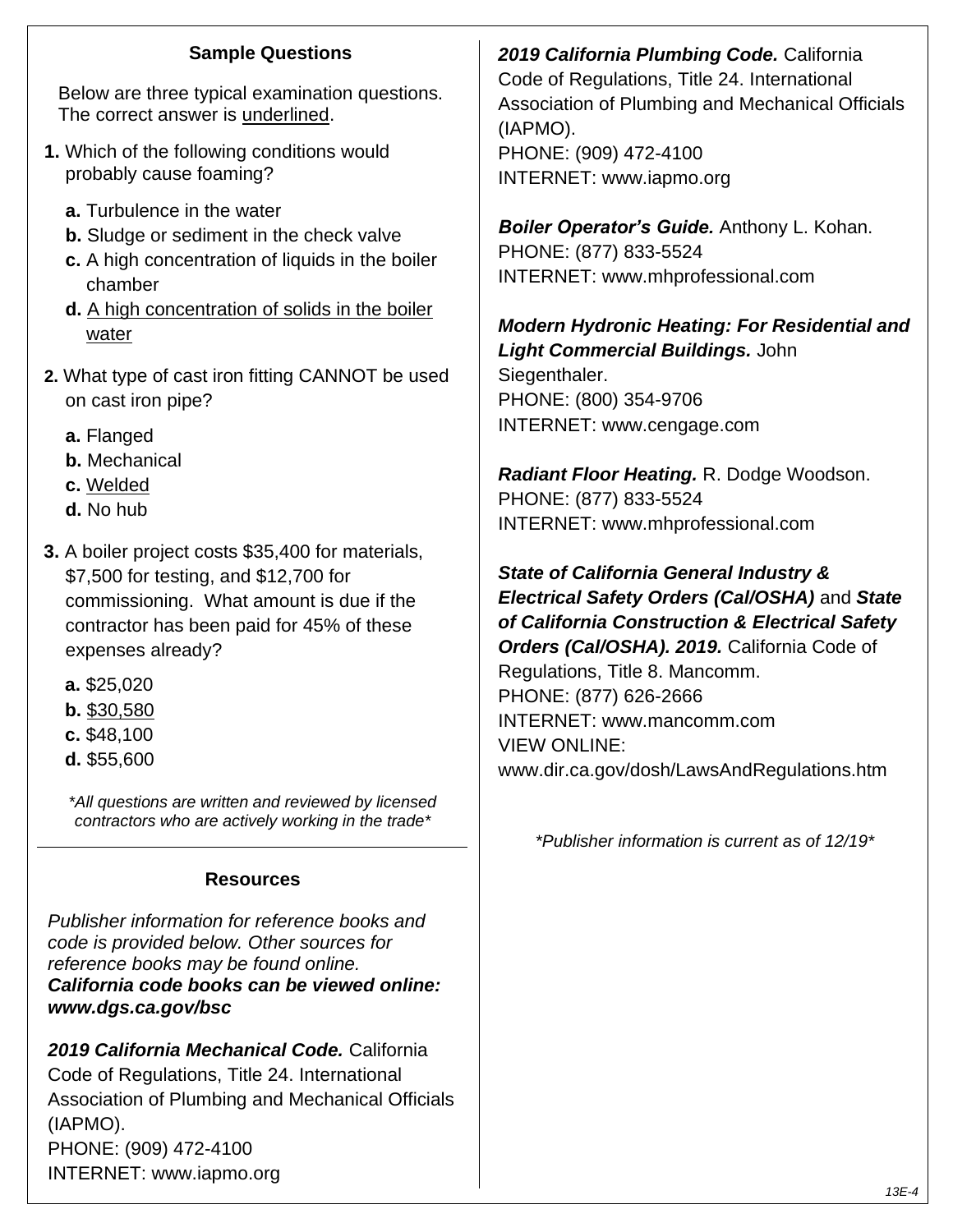### Sample Questions

Below are three typical examination questions. The correct answer is <u>underlined</u>.

**1.** Which of the following conditions would probably cause foaming?

- **a.** Turbulence in the water
- **b.** Sludge or sediment in the check valve
- **c.** A high concentration of liquids in the boiler chamber
- **d.** <u>A high concentration of solids in the boiler water</u>

**2.** What type of cast iron fitting CANNOT be used on cast iron pipe?

- **a.** Flanged
- **b.** Mechanical
- **c.** <u>Welded</u>
- **d.** No hub

**3.** A boiler project costs $35,400 for materials, $7,500 for testing, and $12,700 for commissioning. What amount is due if the contractor has been paid for 45% of these expenses already?

- **a.** $25,020
- **b.** <u>$30,580</u>
- **c.** $48,100
- **d.** $55,600

*\*All questions are written and reviewed by licensed contractors who are actively working in the trade\**

---

### Resources

*Publisher information for reference books and code is provided below. Other sources for reference books may be found online.*
***California code books can be viewed online: www.dgs.ca.gov/bsc***

***2019 California Mechanical Code.*** California Code of Regulations, Title 24. International Association of Plumbing and Mechanical Officials (IAPMO).
PHONE: (909) 472-4100
INTERNET: www.iapmo.org

***2019 California Plumbing Code.*** California Code of Regulations, Title 24. International Association of Plumbing and Mechanical Officials (IAPMO).
PHONE: (909) 472-4100
INTERNET: www.iapmo.org

***Boiler Operator's Guide.*** Anthony L. Kohan.
PHONE: (877) 833-5524
INTERNET: www.mhprofessional.com

***Modern Hydronic Heating: For Residential and Light Commercial Buildings.*** John Siegenthaler.
PHONE: (800) 354-9706
INTERNET: www.cengage.com

***Radiant Floor Heating.*** R. Dodge Woodson.
PHONE: (877) 833-5524
INTERNET: www.mhprofessional.com

***State of California General Industry & Electrical Safety Orders (Cal/OSHA)*** and ***State of California Construction & Electrical Safety Orders (Cal/OSHA). 2019.*** California Code of Regulations, Title 8. Mancomm.
PHONE: (877) 626-2666
INTERNET: www.mancomm.com
VIEW ONLINE:
www.dir.ca.gov/dosh/LawsAndRegulations.htm

*\*Publisher information is current as of 12/19\**